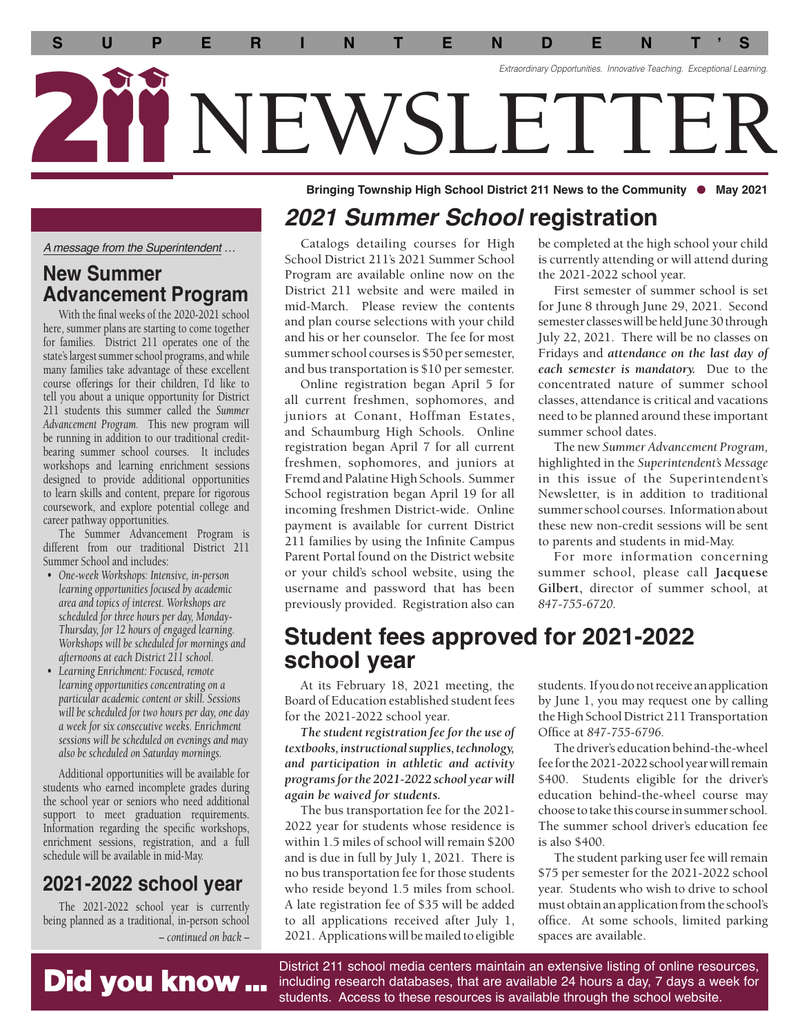# SUPERINTENDENT'S 211 NEWSLETTER

*Extraordinary Opportunities. Innovative Teaching. Exceptional Learning.*

**Bringing Township High School District 211 News to the Community ● May 2021**

*A message from the Superintendent …*

## New Summer Advancement Program

With the final weeks of the 2020-2021 school here, summer plans are starting to come together for families. District 211 operates one of the state's largest summer school programs, and while many families take advantage of these excellent course offerings for their children, I'd like to tell you about a unique opportunity for District 211 students this summer called the *Summer Advancement Program*. This new program will be running in addition to our traditional credit-bearing summer school courses. It includes workshops and learning enrichment sessions designed to provide additional opportunities to learn skills and content, prepare for rigorous coursework, and explore potential college and career pathway opportunities.

The Summer Advancement Program is different from our traditional District 211 Summer School and includes:

- *One-week Workshops: Intensive, in-person learning opportunities focused by academic area and topics of interest. Workshops are scheduled for three hours per day, Monday-Thursday, for 12 hours of engaged learning. Workshops will be scheduled for mornings and afternoons at each District 211 school.*
- *Learning Enrichment: Focused, remote learning opportunities concentrating on a particular academic content or skill. Sessions will be scheduled for two hours per day, one day a week for six consecutive weeks. Enrichment sessions will be scheduled on evenings and may also be scheduled on Saturday mornings.*

Additional opportunities will be available for students who earned incomplete grades during the school year or seniors who need additional support to meet graduation requirements. Information regarding the specific workshops, enrichment sessions, registration, and a full schedule will be available in mid-May.

## 2021-2022 school year

The 2021-2022 school year is currently being planned as a traditional, in-person school

*– continued on back –*

## *2021 Summer School* registration

Catalogs detailing courses for High School District 211's 2021 Summer School Program are available online now on the District 211 website and were mailed in mid-March. Please review the contents and plan course selections with your child and his or her counselor. The fee for most summer school courses is $50 per semester, and bus transportation is $10 per semester.

Online registration began April 5 for all current freshmen, sophomores, and juniors at Conant, Hoffman Estates, and Schaumburg High Schools. Online registration began April 7 for all current freshmen, sophomores, and juniors at Fremd and Palatine High Schools. Summer School registration began April 19 for all incoming freshmen District-wide. Online payment is available for current District 211 families by using the Infinite Campus Parent Portal found on the District website or your child's school website, using the username and password that has been previously provided. Registration also can be completed at the high school your child is currently attending or will attend during the 2021-2022 school year.

First semester of summer school is set for June 8 through June 29, 2021. Second semester classes will be held June 30 through July 22, 2021. There will be no classes on Fridays and ***attendance on the last day of each semester is mandatory.*** Due to the concentrated nature of summer school classes, attendance is critical and vacations need to be planned around these important summer school dates.

The new *Summer Advancement Program,* highlighted in the *Superintendent's Message* in this issue of the Superintendent's Newsletter, is in addition to traditional summer school courses. Information about these new non-credit sessions will be sent to parents and students in mid-May.

For more information concerning summer school, please call **Jacquese Gilbert**, director of summer school, at *847-755-6720.*

## Student fees approved for 2021-2022 school year

At its February 18, 2021 meeting, the Board of Education established student fees for the 2021-2022 school year.

***The student registration fee for the use of textbooks, instructional supplies, technology, and participation in athletic and activity programs for the 2021-2022 school year will again be waived for students.***

The bus transportation fee for the 2021-2022 year for students whose residence is within 1.5 miles of school will remain $200 and is due in full by July 1, 2021. There is no bus transportation fee for those students who reside beyond 1.5 miles from school. A late registration fee of $35 will be added to all applications received after July 1, 2021. Applications will be mailed to eligible students. If you do not receive an application by June 1, you may request one by calling the High School District 211 Transportation Office at *847-755-6796.*

The driver's education behind-the-wheel fee for the 2021-2022 school year will remain $400. Students eligible for the driver's education behind-the-wheel course may choose to take this course in summer school. The summer school driver's education fee is also $400.

The student parking user fee will remain $75 per semester for the 2021-2022 school year. Students who wish to drive to school must obtain an application from the school's office. At some schools, limited parking spaces are available.

**Did you know …** District 211 school media centers maintain an extensive listing of online resources, including research databases, that are available 24 hours a day, 7 days a week for students. Access to these resources is available through the school website.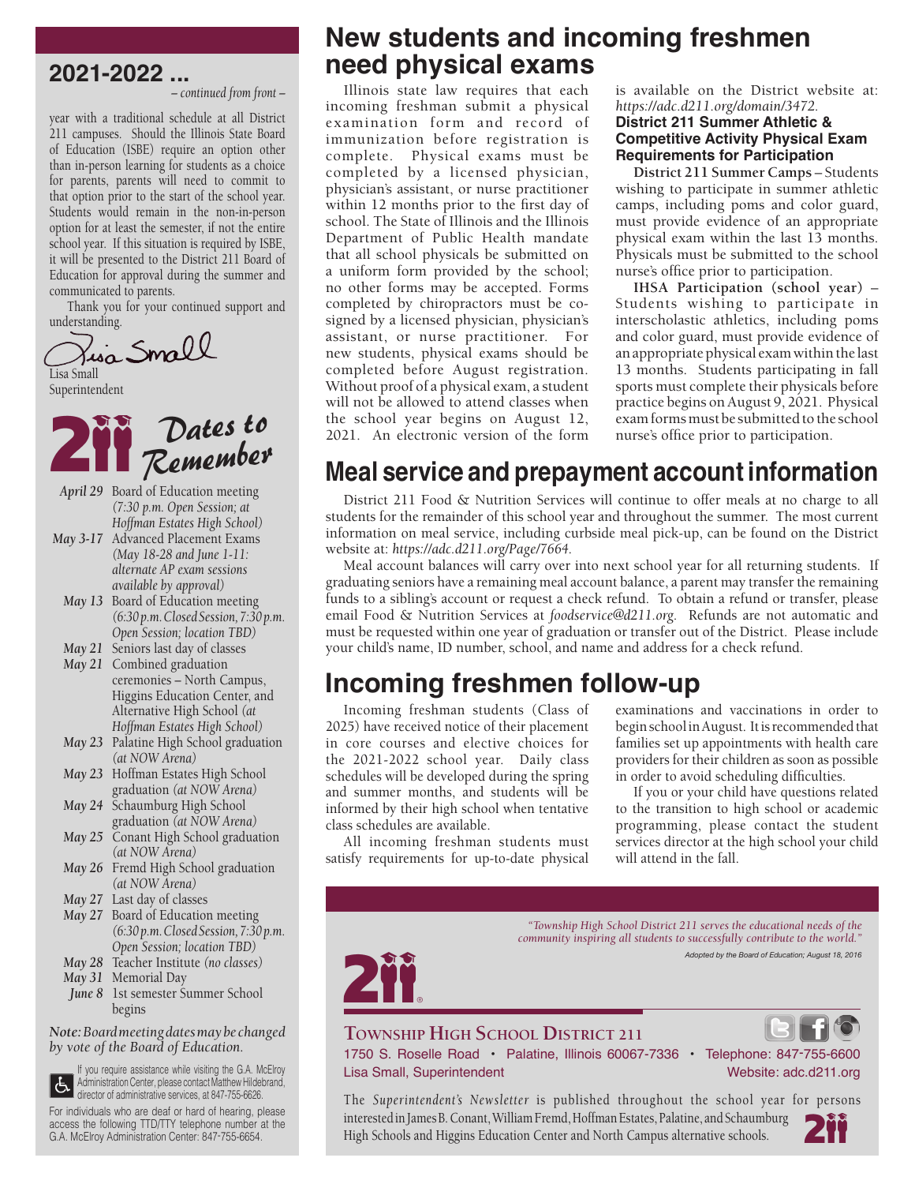## 2021-2022 ...

*– continued from front –*

year with a traditional schedule at all District 211 campuses. Should the Illinois State Board of Education (ISBE) require an option other than in-person learning for students as a choice for parents, parents will need to commit to that option prior to the start of the school year. Students would remain in the non-in-person option for at least the semester, if not the entire school year. If this situation is required by ISBE, it will be presented to the District 211 Board of Education for approval during the summer and communicated to parents.

Thank you for your continued support and understanding.

Lisa Small
Lisa Small
Superintendent

## 211 Dates to Remember

- *April 29* Board of Education meeting *(7:30 p.m. Open Session; at Hoffman Estates High School)*
- *May 3-17* Advanced Placement Exams *(May 18-28 and June 1-11: alternate AP exam sessions available by approval)*
- *May 13* Board of Education meeting *(6:30 p.m. Closed Session, 7:30 p.m. Open Session; location TBD)*
- *May 21* Seniors last day of classes
- *May 21* Combined graduation ceremonies – North Campus, Higgins Education Center, and Alternative High School *(at Hoffman Estates High School)*
- *May 23* Palatine High School graduation *(at NOW Arena)*
- *May 23* Hoffman Estates High School graduation *(at NOW Arena)*
- *May 24* Schaumburg High School graduation *(at NOW Arena)*
- *May 25* Conant High School graduation *(at NOW Arena)*
- *May 26* Fremd High School graduation *(at NOW Arena)*
- *May 27* Last day of classes
- *May 27* Board of Education meeting *(6:30 p.m. Closed Session, 7:30 p.m. Open Session; location TBD)*
- *May 28* Teacher Institute *(no classes)*
- *May 31* Memorial Day
- *June 8* 1st semester Summer School begins

*Note: Board meeting dates may be changed by vote of the Board of Education.*

If you require assistance while visiting the G.A. McElroy Administration Center, please contact Matthew Hildebrand, director of administrative services, at 847-755-6626.

For individuals who are deaf or hard of hearing, please access the following TTD/TTY telephone number at the G.A. McElroy Administration Center: 847-755-6654.

# New students and incoming freshmen need physical exams

Illinois state law requires that each incoming freshman submit a physical examination form and record of immunization before registration is complete. Physical exams must be completed by a licensed physician, physician's assistant, or nurse practitioner within 12 months prior to the first day of school. The State of Illinois and the Illinois Department of Public Health mandate that all school physicals be submitted on a uniform form provided by the school; no other forms may be accepted. Forms completed by chiropractors must be co-signed by a licensed physician, physician's assistant, or nurse practitioner. For new students, physical exams should be completed before August registration. Without proof of a physical exam, a student will not be allowed to attend classes when the school year begins on August 12, 2021. An electronic version of the form is available on the District website at: *https://adc.d211.org/domain/3472*.

### District 211 Summer Athletic & Competitive Activity Physical Exam Requirements for Participation

**District 211 Summer Camps** – Students wishing to participate in summer athletic camps, including poms and color guard, must provide evidence of an appropriate physical exam within the last 13 months. Physicals must be submitted to the school nurse's office prior to participation.

**IHSA Participation (school year)** – Students wishing to participate in interscholastic athletics, including poms and color guard, must provide evidence of an appropriate physical exam within the last 13 months. Students participating in fall sports must complete their physicals before practice begins on August 9, 2021. Physical exam forms must be submitted to the school nurse's office prior to participation.

# Meal service and prepayment account information

District 211 Food & Nutrition Services will continue to offer meals at no charge to all students for the remainder of this school year and throughout the summer. The most current information on meal service, including curbside meal pick-up, can be found on the District website at: *https://adc.d211.org/Page/7664*.

Meal account balances will carry over into next school year for all returning students. If graduating seniors have a remaining meal account balance, a parent may transfer the remaining funds to a sibling's account or request a check refund. To obtain a refund or transfer, please email Food & Nutrition Services at *foodservice@d211.org*. Refunds are not automatic and must be requested within one year of graduation or transfer out of the District. Please include your child's name, ID number, school, and name and address for a check refund.

# Incoming freshmen follow-up

Incoming freshman students (Class of 2025) have received notice of their placement in core courses and elective choices for the 2021-2022 school year. Daily class schedules will be developed during the spring and summer months, and students will be informed by their high school when tentative class schedules are available.

All incoming freshman students must satisfy requirements for up-to-date physical examinations and vaccinations in order to begin school in August. It is recommended that families set up appointments with health care providers for their children as soon as possible in order to avoid scheduling difficulties.

If you or your child have questions related to the transition to high school or academic programming, please contact the student services director at the high school your child will attend in the fall.

*"Township High School District 211 serves the educational needs of the community inspiring all students to successfully contribute to the world."*
*Adopted by the Board of Education; August 18, 2016*

**TOWNSHIP HIGH SCHOOL DISTRICT 211**
1750 S. Roselle Road • Palatine, Illinois 60067-7336 • Telephone: 847-755-6600
Lisa Small, Superintendent — Website: adc.d211.org

The *Superintendent's Newsletter* is published throughout the school year for persons interested in James B. Conant, William Fremd, Hoffman Estates, Palatine, and Schaumburg High Schools and Higgins Education Center and North Campus alternative schools.